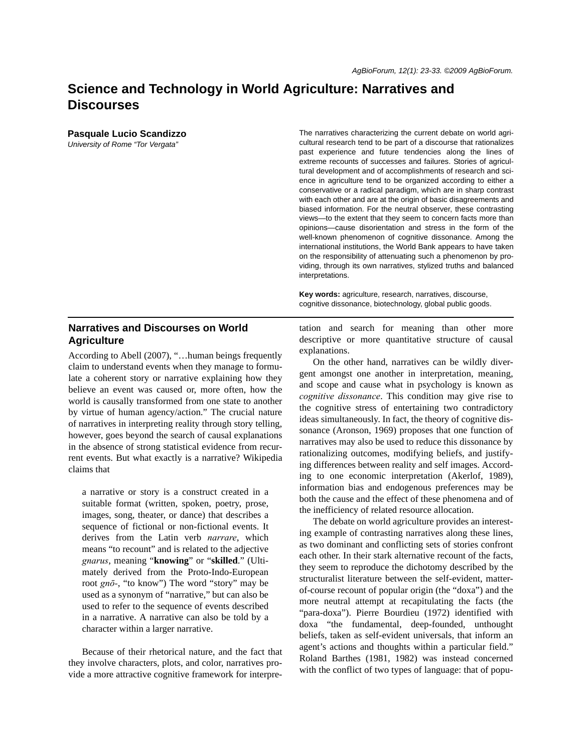# Science and Technology in World Agriculture: Narratives and Discourses

**Pasquale Lucio Scandizzo**
*University of Rome "Tor Vergata"*

The narratives characterizing the current debate on world agricultural research tend to be part of a discourse that rationalizes past experience and future tendencies along the lines of extreme recounts of successes and failures. Stories of agricultural development and of accomplishments of research and science in agriculture tend to be organized according to either a conservative or a radical paradigm, which are in sharp contrast with each other and are at the origin of basic disagreements and biased information. For the neutral observer, these contrasting views—to the extent that they seem to concern facts more than opinions—cause disorientation and stress in the form of the well-known phenomenon of cognitive dissonance. Among the international institutions, the World Bank appears to have taken on the responsibility of attenuating such a phenomenon by providing, through its own narratives, stylized truths and balanced interpretations.

**Key words:** agriculture, research, narratives, discourse, cognitive dissonance, biotechnology, global public goods.

## Narratives and Discourses on World Agriculture

According to Abell (2007), "…human beings frequently claim to understand events when they manage to formulate a coherent story or narrative explaining how they believe an event was caused or, more often, how the world is causally transformed from one state to another by virtue of human agency/action." The crucial nature of narratives in interpreting reality through story telling, however, goes beyond the search of causal explanations in the absence of strong statistical evidence from recurrent events. But what exactly is a narrative? Wikipedia claims that

> a narrative or story is a construct created in a suitable format (written, spoken, poetry, prose, images, song, theater, or dance) that describes a sequence of fictional or non-fictional events. It derives from the Latin verb *narrare*, which means "to recount" and is related to the adjective *gnarus*, meaning "**knowing**" or "**skilled**." (Ultimately derived from the Proto-Indo-European root *gnō-*, "to know") The word "story" may be used as a synonym of "narrative," but can also be used to refer to the sequence of events described in a narrative. A narrative can also be told by a character within a larger narrative.

Because of their rhetorical nature, and the fact that they involve characters, plots, and color, narratives provide a more attractive cognitive framework for interpretation and search for meaning than other more descriptive or more quantitative structure of causal explanations.

On the other hand, narratives can be wildly divergent amongst one another in interpretation, meaning, and scope and cause what in psychology is known as *cognitive dissonance*. This condition may give rise to the cognitive stress of entertaining two contradictory ideas simultaneously. In fact, the theory of cognitive dissonance (Aronson, 1969) proposes that one function of narratives may also be used to reduce this dissonance by rationalizing outcomes, modifying beliefs, and justifying differences between reality and self images. According to one economic interpretation (Akerlof, 1989), information bias and endogenous preferences may be both the cause and the effect of these phenomena and of the inefficiency of related resource allocation.

The debate on world agriculture provides an interesting example of contrasting narratives along these lines, as two dominant and conflicting sets of stories confront each other. In their stark alternative recount of the facts, they seem to reproduce the dichotomy described by the structuralist literature between the self-evident, matter-of-course recount of popular origin (the "doxa") and the more neutral attempt at recapitulating the facts (the "para-doxa"). Pierre Bourdieu (1972) identified with doxa "the fundamental, deep-founded, unthought beliefs, taken as self-evident universals, that inform an agent's actions and thoughts within a particular field." Roland Barthes (1981, 1982) was instead concerned with the conflict of two types of language: that of popu-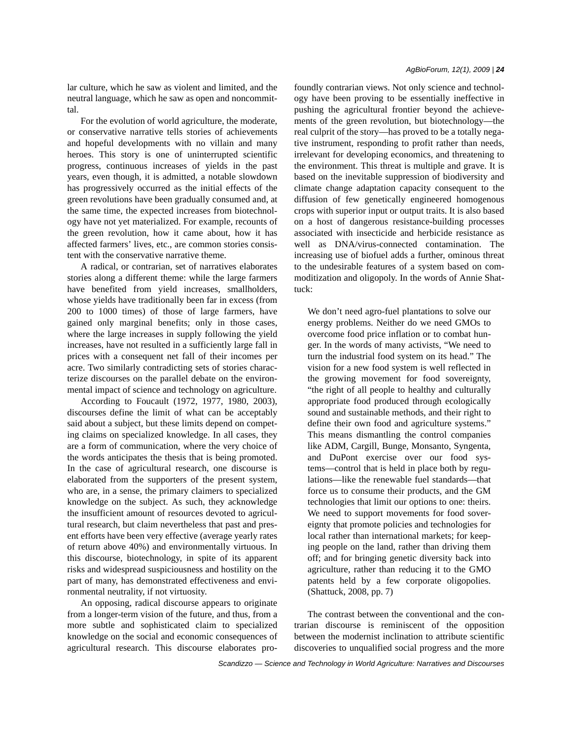lar culture, which he saw as violent and limited, and the neutral language, which he saw as open and noncommittal.

For the evolution of world agriculture, the moderate, or conservative narrative tells stories of achievements and hopeful developments with no villain and many heroes. This story is one of uninterrupted scientific progress, continuous increases of yields in the past years, even though, it is admitted, a notable slowdown has progressively occurred as the initial effects of the green revolutions have been gradually consumed and, at the same time, the expected increases from biotechnology have not yet materialized. For example, recounts of the green revolution, how it came about, how it has affected farmers' lives, etc., are common stories consistent with the conservative narrative theme.

A radical, or contrarian, set of narratives elaborates stories along a different theme: while the large farmers have benefited from yield increases, smallholders, whose yields have traditionally been far in excess (from 200 to 1000 times) of those of large farmers, have gained only marginal benefits; only in those cases, where the large increases in supply following the yield increases, have not resulted in a sufficiently large fall in prices with a consequent net fall of their incomes per acre. Two similarly contradicting sets of stories characterize discourses on the parallel debate on the environmental impact of science and technology on agriculture.

According to Foucault (1972, 1977, 1980, 2003), discourses define the limit of what can be acceptably said about a subject, but these limits depend on competing claims on specialized knowledge. In all cases, they are a form of communication, where the very choice of the words anticipates the thesis that is being promoted. In the case of agricultural research, one discourse is elaborated from the supporters of the present system, who are, in a sense, the primary claimers to specialized knowledge on the subject. As such, they acknowledge the insufficient amount of resources devoted to agricultural research, but claim nevertheless that past and present efforts have been very effective (average yearly rates of return above 40%) and environmentally virtuous. In this discourse, biotechnology, in spite of its apparent risks and widespread suspiciousness and hostility on the part of many, has demonstrated effectiveness and environmental neutrality, if not virtuosity.

An opposing, radical discourse appears to originate from a longer-term vision of the future, and thus, from a more subtle and sophisticated claim to specialized knowledge on the social and economic consequences of agricultural research. This discourse elaborates profoundly contrarian views. Not only science and technology have been proving to be essentially ineffective in pushing the agricultural frontier beyond the achievements of the green revolution, but biotechnology—the real culprit of the story—has proved to be a totally negative instrument, responding to profit rather than needs, irrelevant for developing economics, and threatening to the environment. This threat is multiple and grave. It is based on the inevitable suppression of biodiversity and climate change adaptation capacity consequent to the diffusion of few genetically engineered homogenous crops with superior input or output traits. It is also based on a host of dangerous resistance-building processes associated with insecticide and herbicide resistance as well as DNA/virus-connected contamination. The increasing use of biofuel adds a further, ominous threat to the undesirable features of a system based on commoditization and oligopoly. In the words of Annie Shattuck:

> We don't need agro-fuel plantations to solve our energy problems. Neither do we need GMOs to overcome food price inflation or to combat hunger. In the words of many activists, "We need to turn the industrial food system on its head." The vision for a new food system is well reflected in the growing movement for food sovereignty, "the right of all people to healthy and culturally appropriate food produced through ecologically sound and sustainable methods, and their right to define their own food and agriculture systems." This means dismantling the control companies like ADM, Cargill, Bunge, Monsanto, Syngenta, and DuPont exercise over our food systems—control that is held in place both by regulations—like the renewable fuel standards—that force us to consume their products, and the GM technologies that limit our options to one: theirs. We need to support movements for food sovereignty that promote policies and technologies for local rather than international markets; for keeping people on the land, rather than driving them off; and for bringing genetic diversity back into agriculture, rather than reducing it to the GMO patents held by a few corporate oligopolies. (Shattuck, 2008, pp. 7)

The contrast between the conventional and the contrarian discourse is reminiscent of the opposition between the modernist inclination to attribute scientific discoveries to unqualified social progress and the more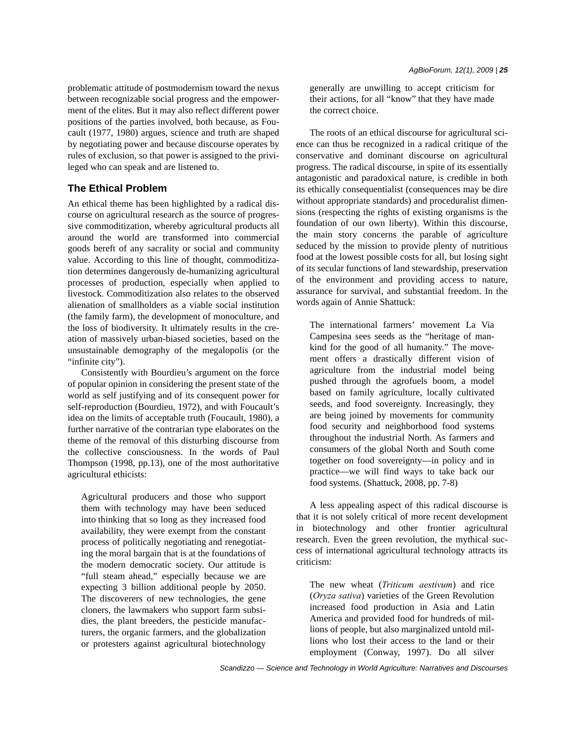problematic attitude of postmodernism toward the nexus between recognizable social progress and the empowerment of the elites. But it may also reflect different power positions of the parties involved, both because, as Foucault (1977, 1980) argues, science and truth are shaped by negotiating power and because discourse operates by rules of exclusion, so that power is assigned to the privileged who can speak and are listened to.

## The Ethical Problem

An ethical theme has been highlighted by a radical discourse on agricultural research as the source of progressive commoditization, whereby agricultural products all around the world are transformed into commercial goods bereft of any sacrality or social and community value. According to this line of thought, commoditization determines dangerously de-humanizing agricultural processes of production, especially when applied to livestock. Commoditization also relates to the observed alienation of smallholders as a viable social institution (the family farm), the development of monoculture, and the loss of biodiversity. It ultimately results in the creation of massively urban-biased societies, based on the unsustainable demography of the megalopolis (or the "infinite city").

Consistently with Bourdieu's argument on the force of popular opinion in considering the present state of the world as self justifying and of its consequent power for self-reproduction (Bourdieu, 1972), and with Foucault's idea on the limits of acceptable truth (Foucault, 1980), a further narrative of the contrarian type elaborates on the theme of the removal of this disturbing discourse from the collective consciousness. In the words of Paul Thompson (1998, pp.13), one of the most authoritative agricultural ethicists:

> Agricultural producers and those who support them with technology may have been seduced into thinking that so long as they increased food availability, they were exempt from the constant process of politically negotiating and renegotiating the moral bargain that is at the foundations of the modern democratic society. Our attitude is "full steam ahead," especially because we are expecting 3 billion additional people by 2050. The discoverers of new technologies, the gene cloners, the lawmakers who support farm subsidies, the plant breeders, the pesticide manufacturers, the organic farmers, and the globalization or protesters against agricultural biotechnology generally are unwilling to accept criticism for their actions, for all "know" that they have made the correct choice.

The roots of an ethical discourse for agricultural science can thus be recognized in a radical critique of the conservative and dominant discourse on agricultural progress. The radical discourse, in spite of its essentially antagonistic and paradoxical nature, is credible in both its ethically consequentialist (consequences may be dire without appropriate standards) and proceduralist dimensions (respecting the rights of existing organisms is the foundation of our own liberty). Within this discourse, the main story concerns the parable of agriculture seduced by the mission to provide plenty of nutritious food at the lowest possible costs for all, but losing sight of its secular functions of land stewardship, preservation of the environment and providing access to nature, assurance for survival, and substantial freedom. In the words again of Annie Shattuck:

> The international farmers' movement La Via Campesina sees seeds as the "heritage of mankind for the good of all humanity." The movement offers a drastically different vision of agriculture from the industrial model being pushed through the agrofuels boom, a model based on family agriculture, locally cultivated seeds, and food sovereignty. Increasingly, they are being joined by movements for community food security and neighborhood food systems throughout the industrial North. As farmers and consumers of the global North and South come together on food sovereignty—in policy and in practice—we will find ways to take back our food systems. (Shattuck, 2008, pp. 7-8)

A less appealing aspect of this radical discourse is that it is not solely critical of more recent development in biotechnology and other frontier agricultural research. Even the green revolution, the mythical success of international agricultural technology attracts its criticism:

> The new wheat (*Triticum aestivum*) and rice (*Oryza sativa*) varieties of the Green Revolution increased food production in Asia and Latin America and provided food for hundreds of millions of people, but also marginalized untold millions who lost their access to the land or their employment (Conway, 1997). Do all silver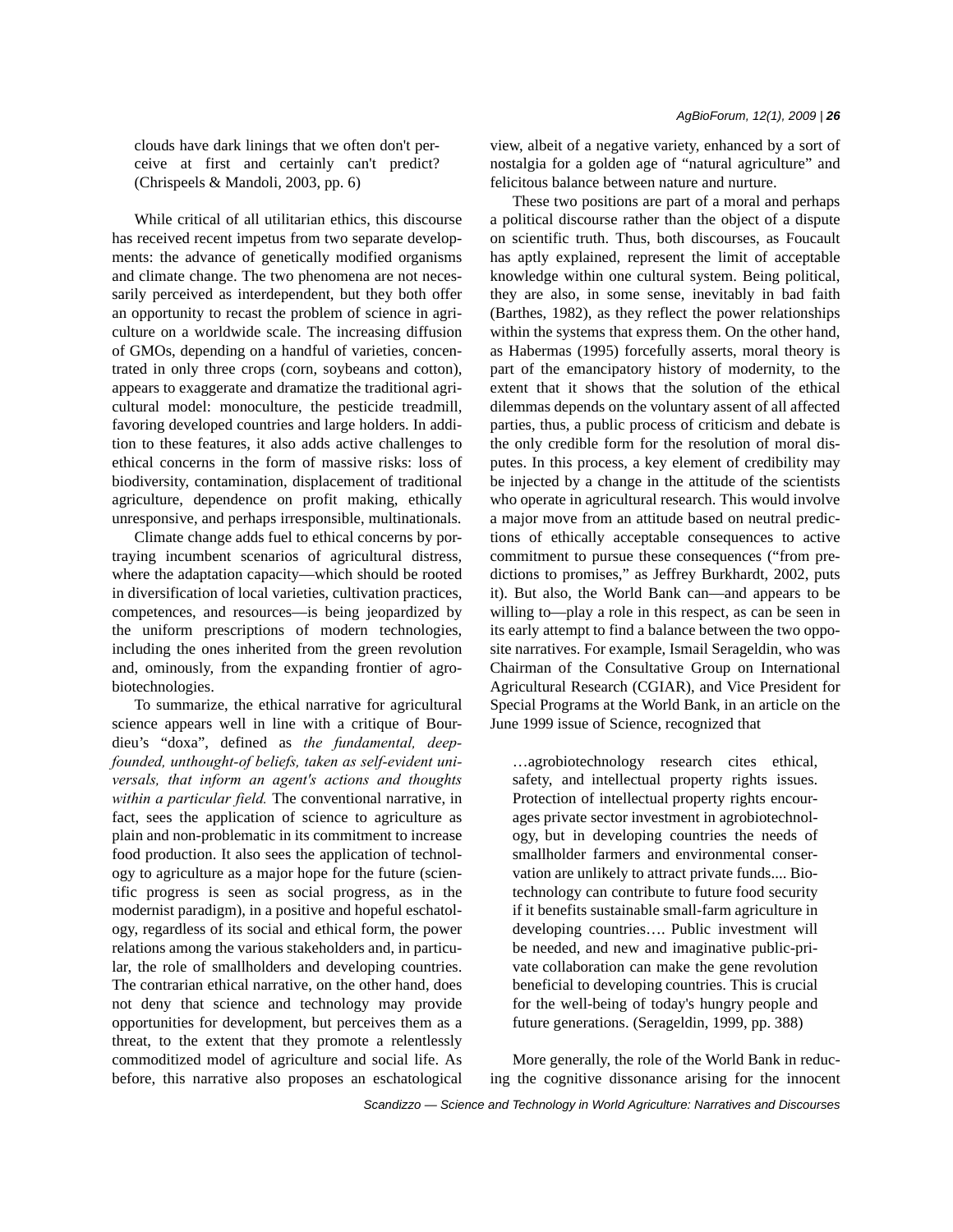clouds have dark linings that we often don't perceive at first and certainly can't predict? (Chrispeels & Mandoli, 2003, pp. 6)

While critical of all utilitarian ethics, this discourse has received recent impetus from two separate developments: the advance of genetically modified organisms and climate change. The two phenomena are not necessarily perceived as interdependent, but they both offer an opportunity to recast the problem of science in agriculture on a worldwide scale. The increasing diffusion of GMOs, depending on a handful of varieties, concentrated in only three crops (corn, soybeans and cotton), appears to exaggerate and dramatize the traditional agricultural model: monoculture, the pesticide treadmill, favoring developed countries and large holders. In addition to these features, it also adds active challenges to ethical concerns in the form of massive risks: loss of biodiversity, contamination, displacement of traditional agriculture, dependence on profit making, ethically unresponsive, and perhaps irresponsible, multinationals.

Climate change adds fuel to ethical concerns by portraying incumbent scenarios of agricultural distress, where the adaptation capacity—which should be rooted in diversification of local varieties, cultivation practices, competences, and resources—is being jeopardized by the uniform prescriptions of modern technologies, including the ones inherited from the green revolution and, ominously, from the expanding frontier of agrobiotechnologies.

To summarize, the ethical narrative for agricultural science appears well in line with a critique of Bourdieu's "doxa", defined as *the fundamental, deep-founded, unthought-of beliefs, taken as self-evident universals, that inform an agent's actions and thoughts within a particular field.* The conventional narrative, in fact, sees the application of science to agriculture as plain and non-problematic in its commitment to increase food production. It also sees the application of technology to agriculture as a major hope for the future (scientific progress is seen as social progress, as in the modernist paradigm), in a positive and hopeful eschatology, regardless of its social and ethical form, the power relations among the various stakeholders and, in particular, the role of smallholders and developing countries. The contrarian ethical narrative, on the other hand, does not deny that science and technology may provide opportunities for development, but perceives them as a threat, to the extent that they promote a relentlessly commoditized model of agriculture and social life. As before, this narrative also proposes an eschatological view, albeit of a negative variety, enhanced by a sort of nostalgia for a golden age of "natural agriculture" and felicitous balance between nature and nurture.

These two positions are part of a moral and perhaps a political discourse rather than the object of a dispute on scientific truth. Thus, both discourses, as Foucault has aptly explained, represent the limit of acceptable knowledge within one cultural system. Being political, they are also, in some sense, inevitably in bad faith (Barthes, 1982), as they reflect the power relationships within the systems that express them. On the other hand, as Habermas (1995) forcefully asserts, moral theory is part of the emancipatory history of modernity, to the extent that it shows that the solution of the ethical dilemmas depends on the voluntary assent of all affected parties, thus, a public process of criticism and debate is the only credible form for the resolution of moral disputes. In this process, a key element of credibility may be injected by a change in the attitude of the scientists who operate in agricultural research. This would involve a major move from an attitude based on neutral predictions of ethically acceptable consequences to active commitment to pursue these consequences ("from predictions to promises," as Jeffrey Burkhardt, 2002, puts it). But also, the World Bank can—and appears to be willing to—play a role in this respect, as can be seen in its early attempt to find a balance between the two opposite narratives. For example, Ismail Serageldin, who was Chairman of the Consultative Group on International Agricultural Research (CGIAR), and Vice President for Special Programs at the World Bank, in an article on the June 1999 issue of Science, recognized that

> …agrobiotechnology research cites ethical, safety, and intellectual property rights issues. Protection of intellectual property rights encourages private sector investment in agrobiotechnology, but in developing countries the needs of smallholder farmers and environmental conservation are unlikely to attract private funds.... Biotechnology can contribute to future food security if it benefits sustainable small-farm agriculture in developing countries…. Public investment will be needed, and new and imaginative public-private collaboration can make the gene revolution beneficial to developing countries. This is crucial for the well-being of today's hungry people and future generations. (Serageldin, 1999, pp. 388)

More generally, the role of the World Bank in reducing the cognitive dissonance arising for the innocent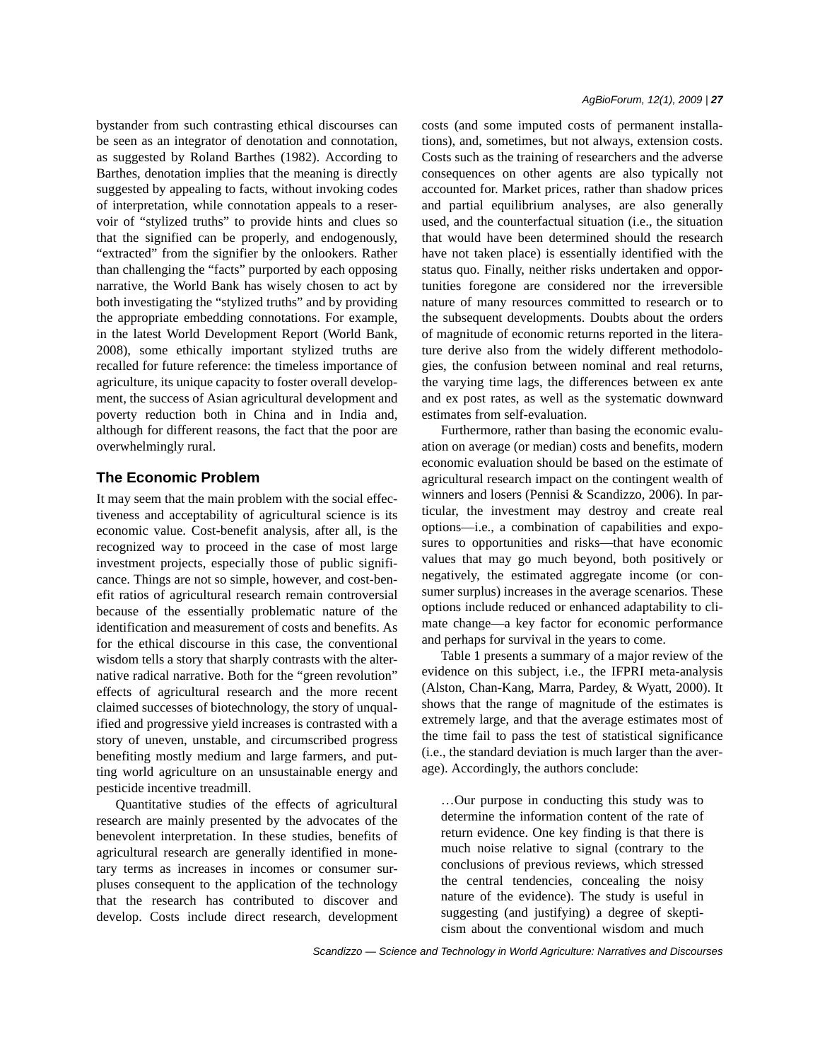bystander from such contrasting ethical discourses can be seen as an integrator of denotation and connotation, as suggested by Roland Barthes (1982). According to Barthes, denotation implies that the meaning is directly suggested by appealing to facts, without invoking codes of interpretation, while connotation appeals to a reservoir of "stylized truths" to provide hints and clues so that the signified can be properly, and endogenously, "extracted" from the signifier by the onlookers. Rather than challenging the "facts" purported by each opposing narrative, the World Bank has wisely chosen to act by both investigating the "stylized truths" and by providing the appropriate embedding connotations. For example, in the latest World Development Report (World Bank, 2008), some ethically important stylized truths are recalled for future reference: the timeless importance of agriculture, its unique capacity to foster overall development, the success of Asian agricultural development and poverty reduction both in China and in India and, although for different reasons, the fact that the poor are overwhelmingly rural.

## The Economic Problem

It may seem that the main problem with the social effectiveness and acceptability of agricultural science is its economic value. Cost-benefit analysis, after all, is the recognized way to proceed in the case of most large investment projects, especially those of public significance. Things are not so simple, however, and cost-benefit ratios of agricultural research remain controversial because of the essentially problematic nature of the identification and measurement of costs and benefits. As for the ethical discourse in this case, the conventional wisdom tells a story that sharply contrasts with the alternative radical narrative. Both for the "green revolution" effects of agricultural research and the more recent claimed successes of biotechnology, the story of unqualified and progressive yield increases is contrasted with a story of uneven, unstable, and circumscribed progress benefiting mostly medium and large farmers, and putting world agriculture on an unsustainable energy and pesticide incentive treadmill.

Quantitative studies of the effects of agricultural research are mainly presented by the advocates of the benevolent interpretation. In these studies, benefits of agricultural research are generally identified in monetary terms as increases in incomes or consumer surpluses consequent to the application of the technology that the research has contributed to discover and develop. Costs include direct research, development costs (and some imputed costs of permanent installations), and, sometimes, but not always, extension costs. Costs such as the training of researchers and the adverse consequences on other agents are also typically not accounted for. Market prices, rather than shadow prices and partial equilibrium analyses, are also generally used, and the counterfactual situation (i.e., the situation that would have been determined should the research have not taken place) is essentially identified with the status quo. Finally, neither risks undertaken and opportunities foregone are considered nor the irreversible nature of many resources committed to research or to the subsequent developments. Doubts about the orders of magnitude of economic returns reported in the literature derive also from the widely different methodologies, the confusion between nominal and real returns, the varying time lags, the differences between ex ante and ex post rates, as well as the systematic downward estimates from self-evaluation.

Furthermore, rather than basing the economic evaluation on average (or median) costs and benefits, modern economic evaluation should be based on the estimate of agricultural research impact on the contingent wealth of winners and losers (Pennisi & Scandizzo, 2006). In particular, the investment may destroy and create real options—i.e., a combination of capabilities and exposures to opportunities and risks—that have economic values that may go much beyond, both positively or negatively, the estimated aggregate income (or consumer surplus) increases in the average scenarios. These options include reduced or enhanced adaptability to climate change—a key factor for economic performance and perhaps for survival in the years to come.

Table 1 presents a summary of a major review of the evidence on this subject, i.e., the IFPRI meta-analysis (Alston, Chan-Kang, Marra, Pardey, & Wyatt, 2000). It shows that the range of magnitude of the estimates is extremely large, and that the average estimates most of the time fail to pass the test of statistical significance (i.e., the standard deviation is much larger than the average). Accordingly, the authors conclude:

> …Our purpose in conducting this study was to determine the information content of the rate of return evidence. One key finding is that there is much noise relative to signal (contrary to the conclusions of previous reviews, which stressed the central tendencies, concealing the noisy nature of the evidence). The study is useful in suggesting (and justifying) a degree of skepticism about the conventional wisdom and much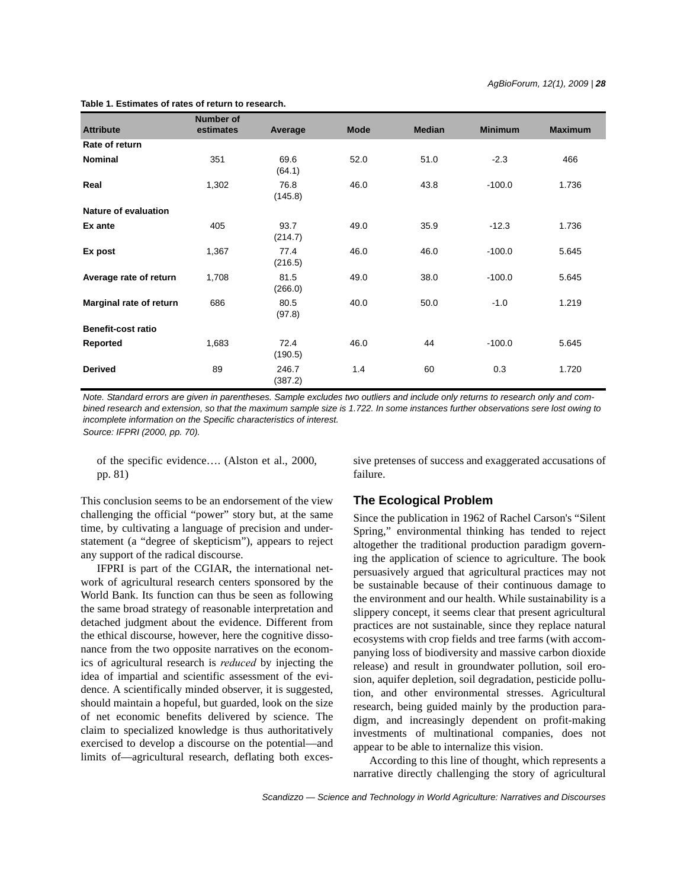**Table 1. Estimates of rates of return to research.**

| Attribute | Number of estimates | Average | Mode | Median | Minimum | Maximum |
|---|---|---|---|---|---|---|
| **Rate of return** | | | | | | |
| **Nominal** | 351 | 69.6 (64.1) | 52.0 | 51.0 | -2.3 | 466 |
| **Real** | 1,302 | 76.8 (145.8) | 46.0 | 43.8 | -100.0 | 1.736 |
| **Nature of evaluation** | | | | | | |
| **Ex ante** | 405 | 93.7 (214.7) | 49.0 | 35.9 | -12.3 | 1.736 |
| **Ex post** | 1,367 | 77.4 (216.5) | 46.0 | 46.0 | -100.0 | 5.645 |
| **Average rate of return** | 1,708 | 81.5 (266.0) | 49.0 | 38.0 | -100.0 | 5.645 |
| **Marginal rate of return** | 686 | 80.5 (97.8) | 40.0 | 50.0 | -1.0 | 1.219 |
| **Benefit-cost ratio** | | | | | | |
| **Reported** | 1,683 | 72.4 (190.5) | 46.0 | 44 | -100.0 | 5.645 |
| **Derived** | 89 | 246.7 (387.2) | 1.4 | 60 | 0.3 | 1.720 |

*Note. Standard errors are given in parentheses. Sample excludes two outliers and include only returns to research only and combined research and extension, so that the maximum sample size is 1.722. In some instances further observations sere lost owing to incomplete information on the Specific characteristics of interest.*

*Source: IFPRI (2000, pp. 70).*

of the specific evidence…. (Alston et al., 2000, pp. 81)

This conclusion seems to be an endorsement of the view challenging the official "power" story but, at the same time, by cultivating a language of precision and understatement (a "degree of skepticism"), appears to reject any support of the radical discourse.

IFPRI is part of the CGIAR, the international network of agricultural research centers sponsored by the World Bank. Its function can thus be seen as following the same broad strategy of reasonable interpretation and detached judgment about the evidence. Different from the ethical discourse, however, here the cognitive dissonance from the two opposite narratives on the economics of agricultural research is *reduced* by injecting the idea of impartial and scientific assessment of the evidence. A scientifically minded observer, it is suggested, should maintain a hopeful, but guarded, look on the size of net economic benefits delivered by science. The claim to specialized knowledge is thus authoritatively exercised to develop a discourse on the potential—and limits of—agricultural research, deflating both excessive pretenses of success and exaggerated accusations of failure.

## The Ecological Problem

Since the publication in 1962 of Rachel Carson's "Silent Spring," environmental thinking has tended to reject altogether the traditional production paradigm governing the application of science to agriculture. The book persuasively argued that agricultural practices may not be sustainable because of their continuous damage to the environment and our health. While sustainability is a slippery concept, it seems clear that present agricultural practices are not sustainable, since they replace natural ecosystems with crop fields and tree farms (with accompanying loss of biodiversity and massive carbon dioxide release) and result in groundwater pollution, soil erosion, aquifer depletion, soil degradation, pesticide pollution, and other environmental stresses. Agricultural research, being guided mainly by the production paradigm, and increasingly dependent on profit-making investments of multinational companies, does not appear to be able to internalize this vision.

According to this line of thought, which represents a narrative directly challenging the story of agricultural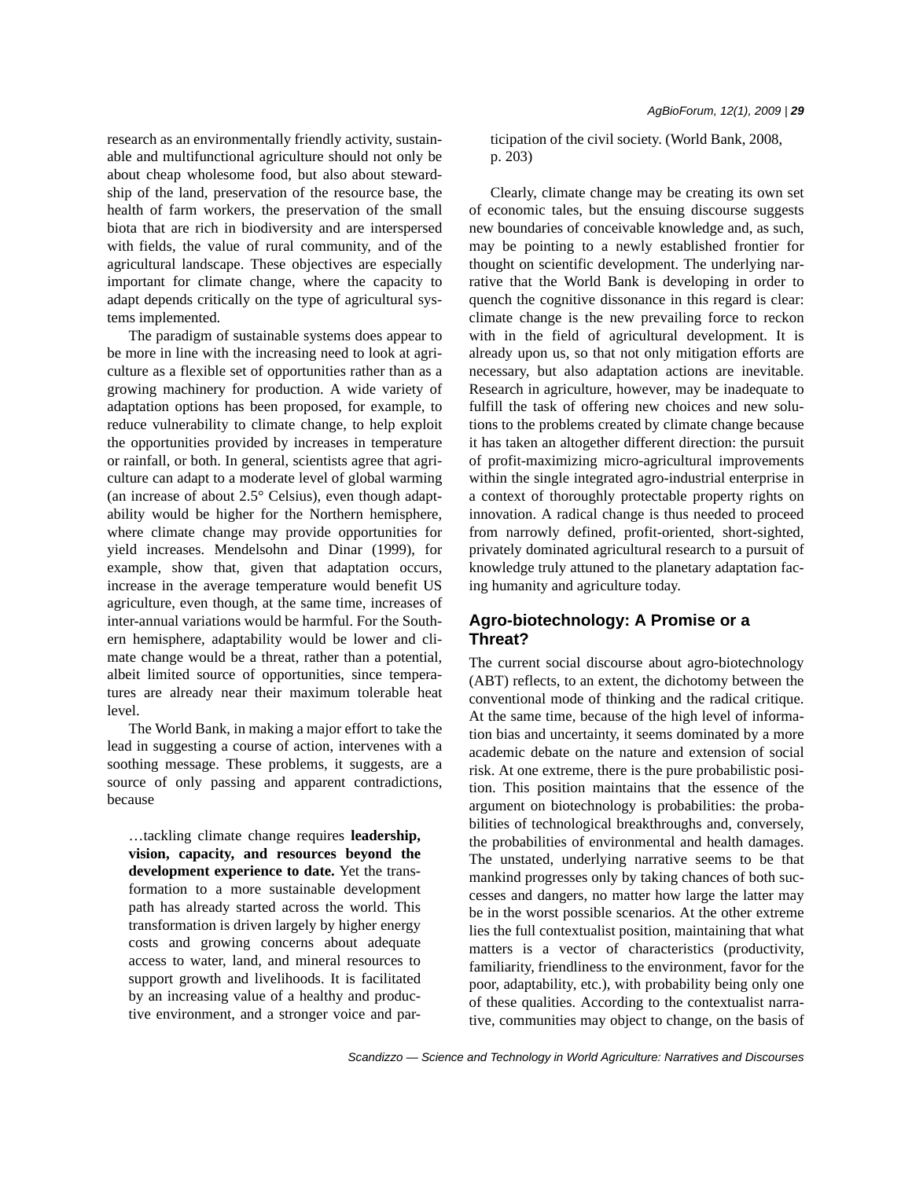research as an environmentally friendly activity, sustainable and multifunctional agriculture should not only be about cheap wholesome food, but also about stewardship of the land, preservation of the resource base, the health of farm workers, the preservation of the small biota that are rich in biodiversity and are interspersed with fields, the value of rural community, and of the agricultural landscape. These objectives are especially important for climate change, where the capacity to adapt depends critically on the type of agricultural systems implemented.

The paradigm of sustainable systems does appear to be more in line with the increasing need to look at agriculture as a flexible set of opportunities rather than as a growing machinery for production. A wide variety of adaptation options has been proposed, for example, to reduce vulnerability to climate change, to help exploit the opportunities provided by increases in temperature or rainfall, or both. In general, scientists agree that agriculture can adapt to a moderate level of global warming (an increase of about 2.5° Celsius), even though adaptability would be higher for the Northern hemisphere, where climate change may provide opportunities for yield increases. Mendelsohn and Dinar (1999), for example, show that, given that adaptation occurs, increase in the average temperature would benefit US agriculture, even though, at the same time, increases of inter-annual variations would be harmful. For the Southern hemisphere, adaptability would be lower and climate change would be a threat, rather than a potential, albeit limited source of opportunities, since temperatures are already near their maximum tolerable heat level.

The World Bank, in making a major effort to take the lead in suggesting a course of action, intervenes with a soothing message. These problems, it suggests, are a source of only passing and apparent contradictions, because

> …tackling climate change requires **leadership, vision, capacity, and resources beyond the development experience to date.** Yet the transformation to a more sustainable development path has already started across the world. This transformation is driven largely by higher energy costs and growing concerns about adequate access to water, land, and mineral resources to support growth and livelihoods. It is facilitated by an increasing value of a healthy and productive environment, and a stronger voice and participation of the civil society. (World Bank, 2008, p. 203)

Clearly, climate change may be creating its own set of economic tales, but the ensuing discourse suggests new boundaries of conceivable knowledge and, as such, may be pointing to a newly established frontier for thought on scientific development. The underlying narrative that the World Bank is developing in order to quench the cognitive dissonance in this regard is clear: climate change is the new prevailing force to reckon with in the field of agricultural development. It is already upon us, so that not only mitigation efforts are necessary, but also adaptation actions are inevitable. Research in agriculture, however, may be inadequate to fulfill the task of offering new choices and new solutions to the problems created by climate change because it has taken an altogether different direction: the pursuit of profit-maximizing micro-agricultural improvements within the single integrated agro-industrial enterprise in a context of thoroughly protectable property rights on innovation. A radical change is thus needed to proceed from narrowly defined, profit-oriented, short-sighted, privately dominated agricultural research to a pursuit of knowledge truly attuned to the planetary adaptation facing humanity and agriculture today.

## Agro-biotechnology: A Promise or a Threat?

The current social discourse about agro-biotechnology (ABT) reflects, to an extent, the dichotomy between the conventional mode of thinking and the radical critique. At the same time, because of the high level of information bias and uncertainty, it seems dominated by a more academic debate on the nature and extension of social risk. At one extreme, there is the pure probabilistic position. This position maintains that the essence of the argument on biotechnology is probabilities: the probabilities of technological breakthroughs and, conversely, the probabilities of environmental and health damages. The unstated, underlying narrative seems to be that mankind progresses only by taking chances of both successes and dangers, no matter how large the latter may be in the worst possible scenarios. At the other extreme lies the full contextualist position, maintaining that what matters is a vector of characteristics (productivity, familiarity, friendliness to the environment, favor for the poor, adaptability, etc.), with probability being only one of these qualities. According to the contextualist narrative, communities may object to change, on the basis of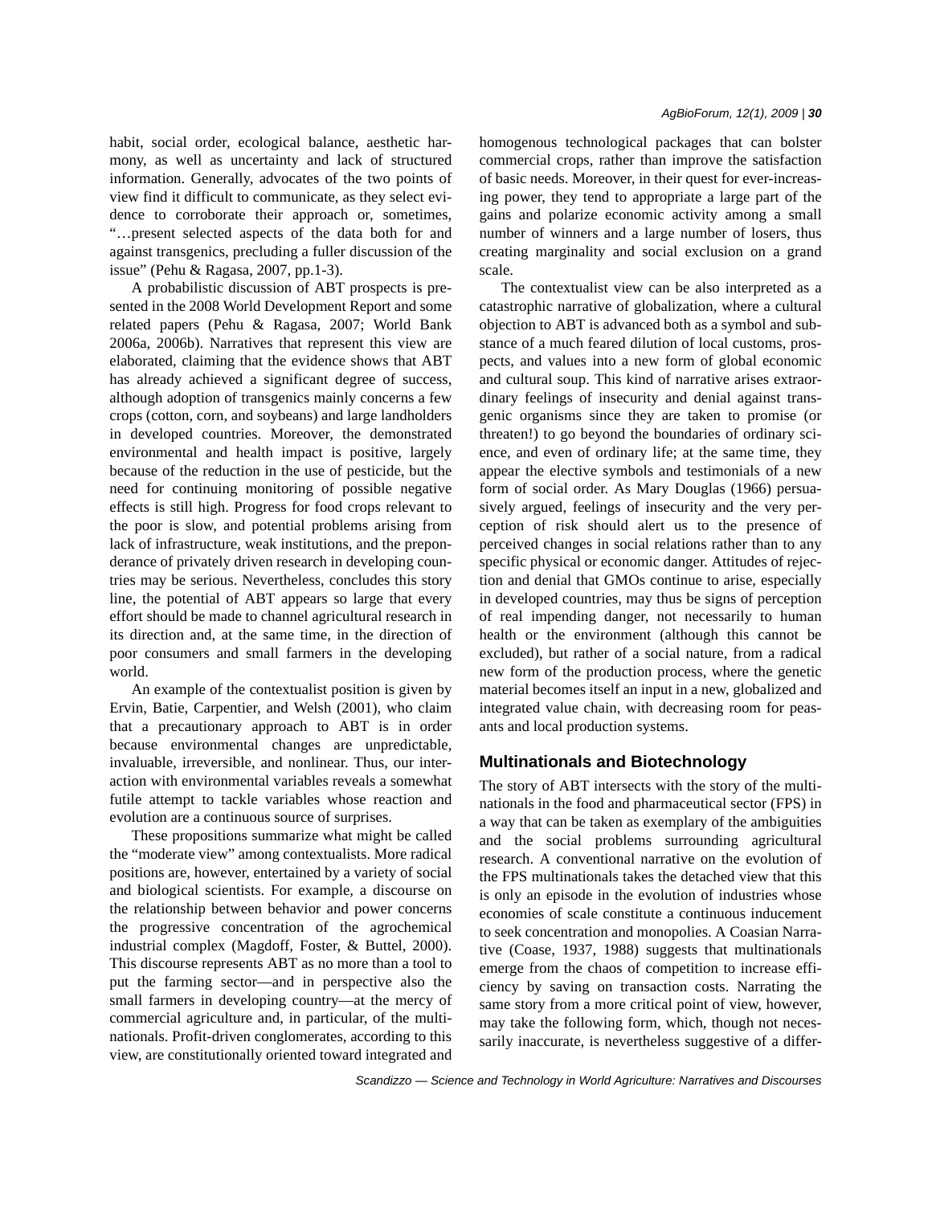habit, social order, ecological balance, aesthetic harmony, as well as uncertainty and lack of structured information. Generally, advocates of the two points of view find it difficult to communicate, as they select evidence to corroborate their approach or, sometimes, "…present selected aspects of the data both for and against transgenics, precluding a fuller discussion of the issue" (Pehu & Ragasa, 2007, pp.1-3).

A probabilistic discussion of ABT prospects is presented in the 2008 World Development Report and some related papers (Pehu & Ragasa, 2007; World Bank 2006a, 2006b). Narratives that represent this view are elaborated, claiming that the evidence shows that ABT has already achieved a significant degree of success, although adoption of transgenics mainly concerns a few crops (cotton, corn, and soybeans) and large landholders in developed countries. Moreover, the demonstrated environmental and health impact is positive, largely because of the reduction in the use of pesticide, but the need for continuing monitoring of possible negative effects is still high. Progress for food crops relevant to the poor is slow, and potential problems arising from lack of infrastructure, weak institutions, and the preponderance of privately driven research in developing countries may be serious. Nevertheless, concludes this story line, the potential of ABT appears so large that every effort should be made to channel agricultural research in its direction and, at the same time, in the direction of poor consumers and small farmers in the developing world.

An example of the contextualist position is given by Ervin, Batie, Carpentier, and Welsh (2001), who claim that a precautionary approach to ABT is in order because environmental changes are unpredictable, invaluable, irreversible, and nonlinear. Thus, our interaction with environmental variables reveals a somewhat futile attempt to tackle variables whose reaction and evolution are a continuous source of surprises.

These propositions summarize what might be called the "moderate view" among contextualists. More radical positions are, however, entertained by a variety of social and biological scientists. For example, a discourse on the relationship between behavior and power concerns the progressive concentration of the agrochemical industrial complex (Magdoff, Foster, & Buttel, 2000). This discourse represents ABT as no more than a tool to put the farming sector—and in perspective also the small farmers in developing country—at the mercy of commercial agriculture and, in particular, of the multinationals. Profit-driven conglomerates, according to this view, are constitutionally oriented toward integrated and homogenous technological packages that can bolster commercial crops, rather than improve the satisfaction of basic needs. Moreover, in their quest for ever-increasing power, they tend to appropriate a large part of the gains and polarize economic activity among a small number of winners and a large number of losers, thus creating marginality and social exclusion on a grand scale.

The contextualist view can be also interpreted as a catastrophic narrative of globalization, where a cultural objection to ABT is advanced both as a symbol and substance of a much feared dilution of local customs, prospects, and values into a new form of global economic and cultural soup. This kind of narrative arises extraordinary feelings of insecurity and denial against transgenic organisms since they are taken to promise (or threaten!) to go beyond the boundaries of ordinary science, and even of ordinary life; at the same time, they appear the elective symbols and testimonials of a new form of social order. As Mary Douglas (1966) persuasively argued, feelings of insecurity and the very perception of risk should alert us to the presence of perceived changes in social relations rather than to any specific physical or economic danger. Attitudes of rejection and denial that GMOs continue to arise, especially in developed countries, may thus be signs of perception of real impending danger, not necessarily to human health or the environment (although this cannot be excluded), but rather of a social nature, from a radical new form of the production process, where the genetic material becomes itself an input in a new, globalized and integrated value chain, with decreasing room for peasants and local production systems.

## Multinationals and Biotechnology

The story of ABT intersects with the story of the multinationals in the food and pharmaceutical sector (FPS) in a way that can be taken as exemplary of the ambiguities and the social problems surrounding agricultural research. A conventional narrative on the evolution of the FPS multinationals takes the detached view that this is only an episode in the evolution of industries whose economies of scale constitute a continuous inducement to seek concentration and monopolies. A Coasian Narrative (Coase, 1937, 1988) suggests that multinationals emerge from the chaos of competition to increase efficiency by saving on transaction costs. Narrating the same story from a more critical point of view, however, may take the following form, which, though not necessarily inaccurate, is nevertheless suggestive of a differ-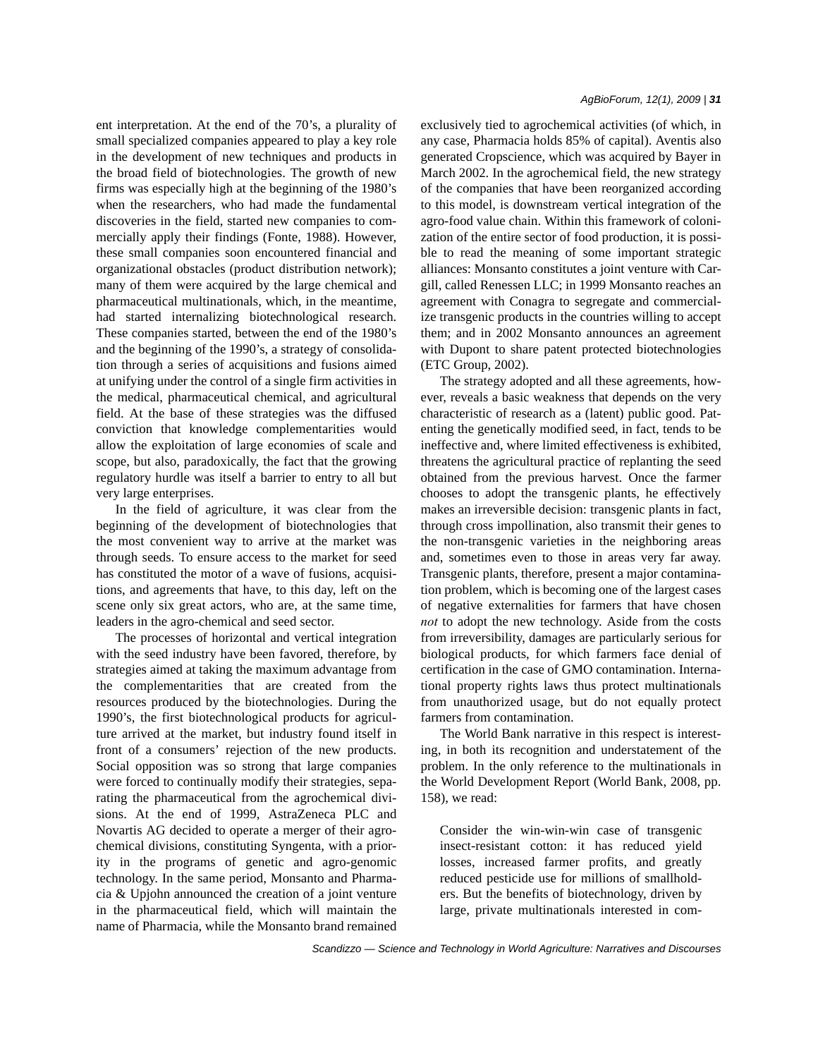ent interpretation. At the end of the 70's, a plurality of small specialized companies appeared to play a key role in the development of new techniques and products in the broad field of biotechnologies. The growth of new firms was especially high at the beginning of the 1980's when the researchers, who had made the fundamental discoveries in the field, started new companies to commercially apply their findings (Fonte, 1988). However, these small companies soon encountered financial and organizational obstacles (product distribution network); many of them were acquired by the large chemical and pharmaceutical multinationals, which, in the meantime, had started internalizing biotechnological research. These companies started, between the end of the 1980's and the beginning of the 1990's, a strategy of consolidation through a series of acquisitions and fusions aimed at unifying under the control of a single firm activities in the medical, pharmaceutical chemical, and agricultural field. At the base of these strategies was the diffused conviction that knowledge complementarities would allow the exploitation of large economies of scale and scope, but also, paradoxically, the fact that the growing regulatory hurdle was itself a barrier to entry to all but very large enterprises.

In the field of agriculture, it was clear from the beginning of the development of biotechnologies that the most convenient way to arrive at the market was through seeds. To ensure access to the market for seed has constituted the motor of a wave of fusions, acquisitions, and agreements that have, to this day, left on the scene only six great actors, who are, at the same time, leaders in the agro-chemical and seed sector.

The processes of horizontal and vertical integration with the seed industry have been favored, therefore, by strategies aimed at taking the maximum advantage from the complementarities that are created from the resources produced by the biotechnologies. During the 1990's, the first biotechnological products for agriculture arrived at the market, but industry found itself in front of a consumers' rejection of the new products. Social opposition was so strong that large companies were forced to continually modify their strategies, separating the pharmaceutical from the agrochemical divisions. At the end of 1999, AstraZeneca PLC and Novartis AG decided to operate a merger of their agrochemical divisions, constituting Syngenta, with a priority in the programs of genetic and agro-genomic technology. In the same period, Monsanto and Pharmacia & Upjohn announced the creation of a joint venture in the pharmaceutical field, which will maintain the name of Pharmacia, while the Monsanto brand remained exclusively tied to agrochemical activities (of which, in any case, Pharmacia holds 85% of capital). Aventis also generated Cropscience, which was acquired by Bayer in March 2002. In the agrochemical field, the new strategy of the companies that have been reorganized according to this model, is downstream vertical integration of the agro-food value chain. Within this framework of colonization of the entire sector of food production, it is possible to read the meaning of some important strategic alliances: Monsanto constitutes a joint venture with Cargill, called Renessen LLC; in 1999 Monsanto reaches an agreement with Conagra to segregate and commercialize transgenic products in the countries willing to accept them; and in 2002 Monsanto announces an agreement with Dupont to share patent protected biotechnologies (ETC Group, 2002).

The strategy adopted and all these agreements, however, reveals a basic weakness that depends on the very characteristic of research as a (latent) public good. Patenting the genetically modified seed, in fact, tends to be ineffective and, where limited effectiveness is exhibited, threatens the agricultural practice of replanting the seed obtained from the previous harvest. Once the farmer chooses to adopt the transgenic plants, he effectively makes an irreversible decision: transgenic plants in fact, through cross impollination, also transmit their genes to the non-transgenic varieties in the neighboring areas and, sometimes even to those in areas very far away. Transgenic plants, therefore, present a major contamination problem, which is becoming one of the largest cases of negative externalities for farmers that have chosen *not* to adopt the new technology. Aside from the costs from irreversibility, damages are particularly serious for biological products, for which farmers face denial of certification in the case of GMO contamination. International property rights laws thus protect multinationals from unauthorized usage, but do not equally protect farmers from contamination.

The World Bank narrative in this respect is interesting, in both its recognition and understatement of the problem. In the only reference to the multinationals in the World Development Report (World Bank, 2008, pp. 158), we read:

> Consider the win-win-win case of transgenic insect-resistant cotton: it has reduced yield losses, increased farmer profits, and greatly reduced pesticide use for millions of smallholders. But the benefits of biotechnology, driven by large, private multinationals interested in com-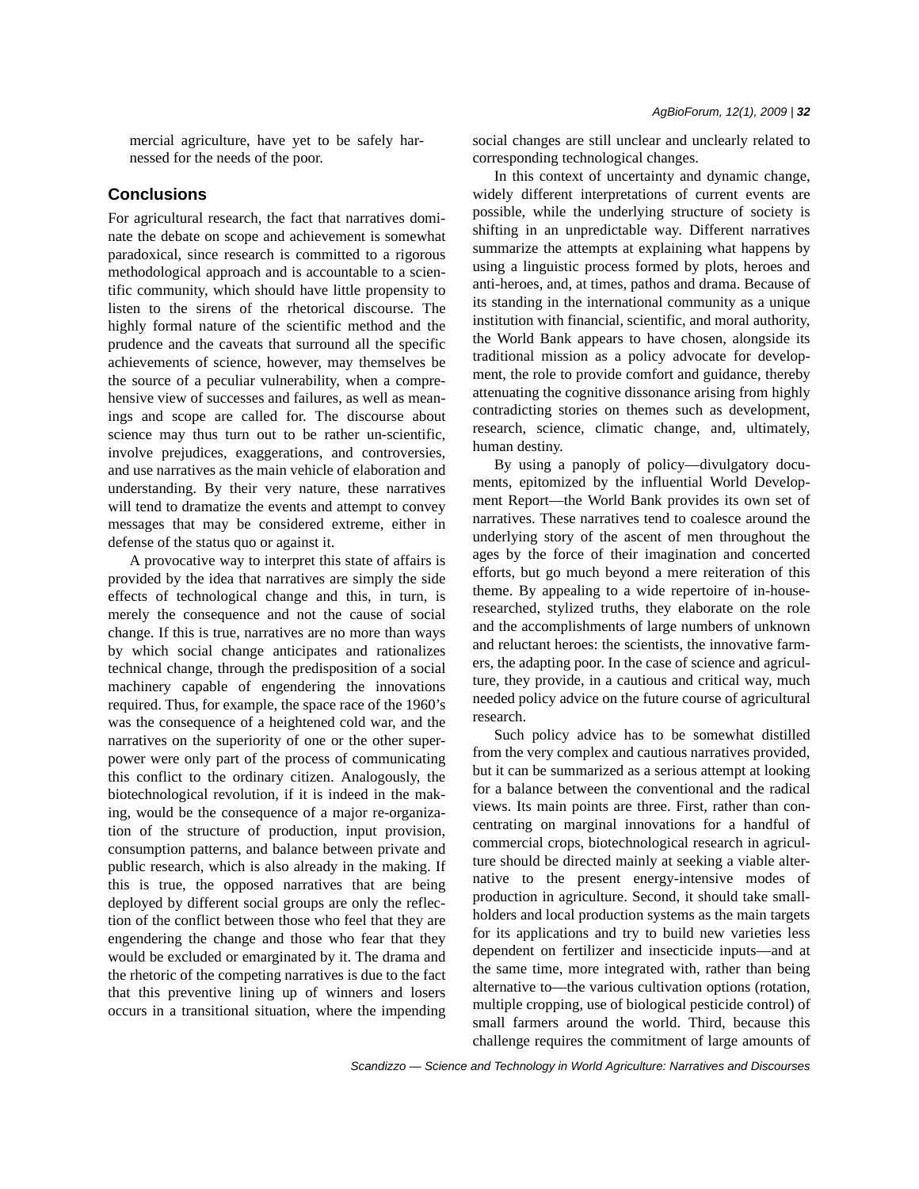mercial agriculture, have yet to be safely harnessed for the needs of the poor.

## Conclusions

For agricultural research, the fact that narratives dominate the debate on scope and achievement is somewhat paradoxical, since research is committed to a rigorous methodological approach and is accountable to a scientific community, which should have little propensity to listen to the sirens of the rhetorical discourse. The highly formal nature of the scientific method and the prudence and the caveats that surround all the specific achievements of science, however, may themselves be the source of a peculiar vulnerability, when a comprehensive view of successes and failures, as well as meanings and scope are called for. The discourse about science may thus turn out to be rather un-scientific, involve prejudices, exaggerations, and controversies, and use narratives as the main vehicle of elaboration and understanding. By their very nature, these narratives will tend to dramatize the events and attempt to convey messages that may be considered extreme, either in defense of the status quo or against it.

A provocative way to interpret this state of affairs is provided by the idea that narratives are simply the side effects of technological change and this, in turn, is merely the consequence and not the cause of social change. If this is true, narratives are no more than ways by which social change anticipates and rationalizes technical change, through the predisposition of a social machinery capable of engendering the innovations required. Thus, for example, the space race of the 1960's was the consequence of a heightened cold war, and the narratives on the superiority of one or the other superpower were only part of the process of communicating this conflict to the ordinary citizen. Analogously, the biotechnological revolution, if it is indeed in the making, would be the consequence of a major re-organization of the structure of production, input provision, consumption patterns, and balance between private and public research, which is also already in the making. If this is true, the opposed narratives that are being deployed by different social groups are only the reflection of the conflict between those who feel that they are engendering the change and those who fear that they would be excluded or emarginated by it. The drama and the rhetoric of the competing narratives is due to the fact that this preventive lining up of winners and losers occurs in a transitional situation, where the impending social changes are still unclear and unclearly related to corresponding technological changes.

In this context of uncertainty and dynamic change, widely different interpretations of current events are possible, while the underlying structure of society is shifting in an unpredictable way. Different narratives summarize the attempts at explaining what happens by using a linguistic process formed by plots, heroes and anti-heroes, and, at times, pathos and drama. Because of its standing in the international community as a unique institution with financial, scientific, and moral authority, the World Bank appears to have chosen, alongside its traditional mission as a policy advocate for development, the role to provide comfort and guidance, thereby attenuating the cognitive dissonance arising from highly contradicting stories on themes such as development, research, science, climatic change, and, ultimately, human destiny.

By using a panoply of policy—divulgatory documents, epitomized by the influential World Development Report—the World Bank provides its own set of narratives. These narratives tend to coalesce around the underlying story of the ascent of men throughout the ages by the force of their imagination and concerted efforts, but go much beyond a mere reiteration of this theme. By appealing to a wide repertoire of in-house-researched, stylized truths, they elaborate on the role and the accomplishments of large numbers of unknown and reluctant heroes: the scientists, the innovative farmers, the adapting poor. In the case of science and agriculture, they provide, in a cautious and critical way, much needed policy advice on the future course of agricultural research.

Such policy advice has to be somewhat distilled from the very complex and cautious narratives provided, but it can be summarized as a serious attempt at looking for a balance between the conventional and the radical views. Its main points are three. First, rather than concentrating on marginal innovations for a handful of commercial crops, biotechnological research in agriculture should be directed mainly at seeking a viable alternative to the present energy-intensive modes of production in agriculture. Second, it should take smallholders and local production systems as the main targets for its applications and try to build new varieties less dependent on fertilizer and insecticide inputs—and at the same time, more integrated with, rather than being alternative to—the various cultivation options (rotation, multiple cropping, use of biological pesticide control) of small farmers around the world. Third, because this challenge requires the commitment of large amounts of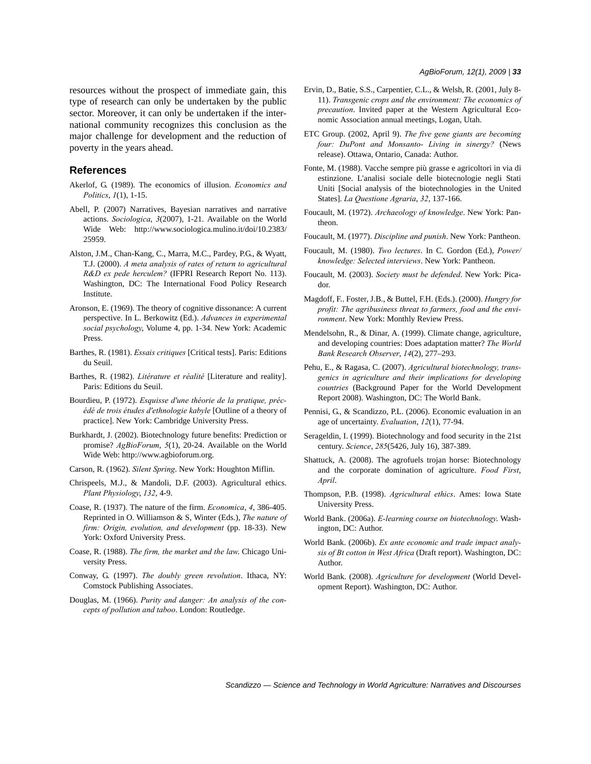resources without the prospect of immediate gain, this type of research can only be undertaken by the public sector. Moreover, it can only be undertaken if the international community recognizes this conclusion as the major challenge for development and the reduction of poverty in the years ahead.

## References

Akerlof, G. (1989). The economics of illusion. *Economics and Politics*, *1*(1), 1-15.

Abell, P. (2007) Narratives, Bayesian narratives and narrative actions. *Sociologica*, *3*(2007), 1-21. Available on the World Wide Web: http://www.sociologica.mulino.it/doi/10.2383/25959.

Alston, J.M., Chan-Kang, C., Marra, M.C., Pardey, P.G., & Wyatt, T.J. (2000). *A meta analysis of rates of return to agricultural R&D ex pede herculem?* (IFPRI Research Report No. 113). Washington, DC: The International Food Policy Research Institute.

Aronson, E. (1969). The theory of cognitive dissonance: A current perspective. In L. Berkowitz (Ed.). *Advances in experimental social psychology*, Volume 4, pp. 1-34. New York: Academic Press.

Barthes, R. (1981). *Essais critiques* [Critical tests]. Paris: Editions du Seuil.

Barthes, R. (1982). *Litérature et réalité* [Literature and reality]. Paris: Editions du Seuil.

Bourdieu, P. (1972). *Esquisse d'une théorie de la pratique, précédé de trois études d'ethnologie kabyle* [Outline of a theory of practice]. New York: Cambridge University Press.

Burkhardt, J. (2002). Biotechnology future benefits: Prediction or promise? *AgBioForum*, *5*(1), 20-24. Available on the World Wide Web: http://www.agbioforum.org.

Carson, R. (1962). *Silent Spring*. New York: Houghton Miflin.

Chrispeels, M.J., & Mandoli, D.F. (2003). Agricultural ethics. *Plant Physiology*, *132*, 4-9.

Coase, R. (1937). The nature of the firm. *Economica*, *4*, 386-405. Reprinted in O. Williamson & S, Winter (Eds.), *The nature of firm: Origin, evolution, and development* (pp. 18-33). New York: Oxford University Press.

Coase, R. (1988). *The firm, the market and the law.* Chicago University Press.

Conway, G. (1997). *The doubly green revolution*. Ithaca, NY: Comstock Publishing Associates.

Douglas, M. (1966). *Purity and danger: An analysis of the concepts of pollution and taboo*. London: Routledge.

Ervin, D., Batie, S.S., Carpentier, C.L., & Welsh, R. (2001, July 8-11). *Transgenic crops and the environment: The economics of precaution*. Invited paper at the Western Agricultural Economic Association annual meetings, Logan, Utah.

ETC Group. (2002, April 9). *The five gene giants are becoming four: DuPont and Monsanto- Living in sinergy?* (News release). Ottawa, Ontario, Canada: Author.

Fonte, M. (1988). Vacche sempre più grasse e agricoltori in via di estinzione. L'analisi sociale delle biotecnologie negli Stati Uniti [Social analysis of the biotechnologies in the United States]. *La Questione Agraria*, *32*, 137-166.

Foucault, M. (1972). *Archaeology of knowledge*. New York: Pantheon.

Foucault, M. (1977). *Discipline and punish*. New York: Pantheon.

Foucault, M. (1980). *Two lectures*. In C. Gordon (Ed.), *Power/knowledge: Selected interviews*. New York: Pantheon.

Foucault, M. (2003). *Society must be defended*. New York: Picador.

Magdoff, F.. Foster, J.B., & Buttel, F.H. (Eds.). (2000). *Hungry for profit: The agribusiness threat to farmers, food and the environment*. New York: Monthly Review Press.

Mendelsohn, R., & Dinar, A. (1999). Climate change, agriculture, and developing countries: Does adaptation matter? *The World Bank Research Observer*, *14*(2), 277–293.

Pehu, E., & Ragasa, C. (2007). *Agricultural biotechnology, transgenics in agriculture and their implications for developing countries* (Background Paper for the World Development Report 2008). Washington, DC: The World Bank.

Pennisi, G., & Scandizzo, P.L. (2006). Economic evaluation in an age of uncertainty. *Evaluation*, *12*(1), 77-94.

Serageldin, I. (1999). Biotechnology and food security in the 21st century. *Science*, *285*(5426, July 16), 387-389.

Shattuck, A. (2008). The agrofuels trojan horse: Biotechnology and the corporate domination of agriculture. *Food First*, *April*.

Thompson, P.B. (1998). *Agricultural ethics*. Ames: Iowa State University Press.

World Bank. (2006a). *E-learning course on biotechnology.* Washington, DC: Author.

World Bank. (2006b). *Ex ante economic and trade impact analysis of Bt cotton in West Africa* (Draft report). Washington, DC: Author.

World Bank. (2008). *Agriculture for development* (World Development Report). Washington, DC: Author.